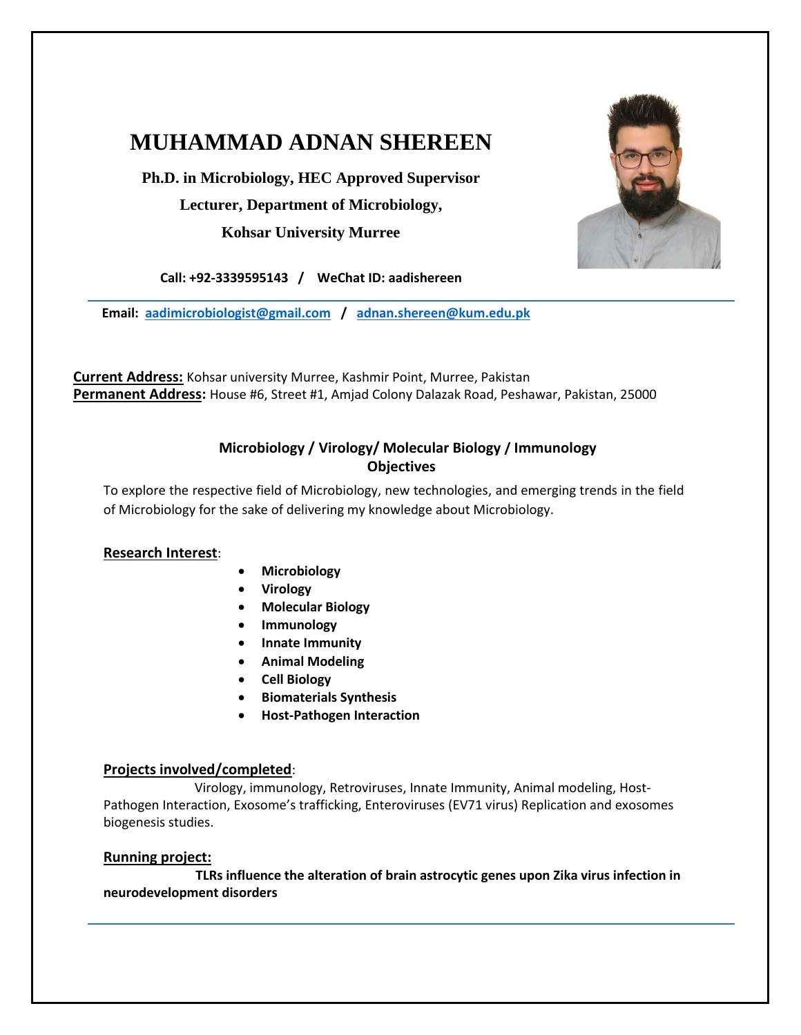# MUHAMMAD ADNAN SHEREEN

**Ph.D. in Microbiology, HEC Approved Supervisor**

**Lecturer, Department of Microbiology,**

**Kohsar University Murree**

**Call: +92-3339595143 / WeChat ID: aadishereen**

**Email: aadimicrobiologist@gmail.com / adnan.shereen@kum.edu.pk**

**Current Address:** Kohsar university Murree, Kashmir Point, Murree, Pakistan
**Permanent Address:** House #6, Street #1, Amjad Colony Dalazak Road, Peshawar, Pakistan, 25000

## Microbiology / Virology/ Molecular Biology / Immunology

## Objectives

To explore the respective field of Microbiology, new technologies, and emerging trends in the field of Microbiology for the sake of delivering my knowledge about Microbiology.

**Research Interest**:

- **Microbiology**
- **Virology**
- **Molecular Biology**
- **Immunology**
- **Innate Immunity**
- **Animal Modeling**
- **Cell Biology**
- **Biomaterials Synthesis**
- **Host-Pathogen Interaction**

**Projects involved/completed**:

Virology, immunology, Retroviruses, Innate Immunity, Animal modeling, Host-Pathogen Interaction, Exosome's trafficking, Enteroviruses (EV71 virus) Replication and exosomes biogenesis studies.

**Running project:**

**TLRs influence the alteration of brain astrocytic genes upon Zika virus infection in neurodevelopment disorders**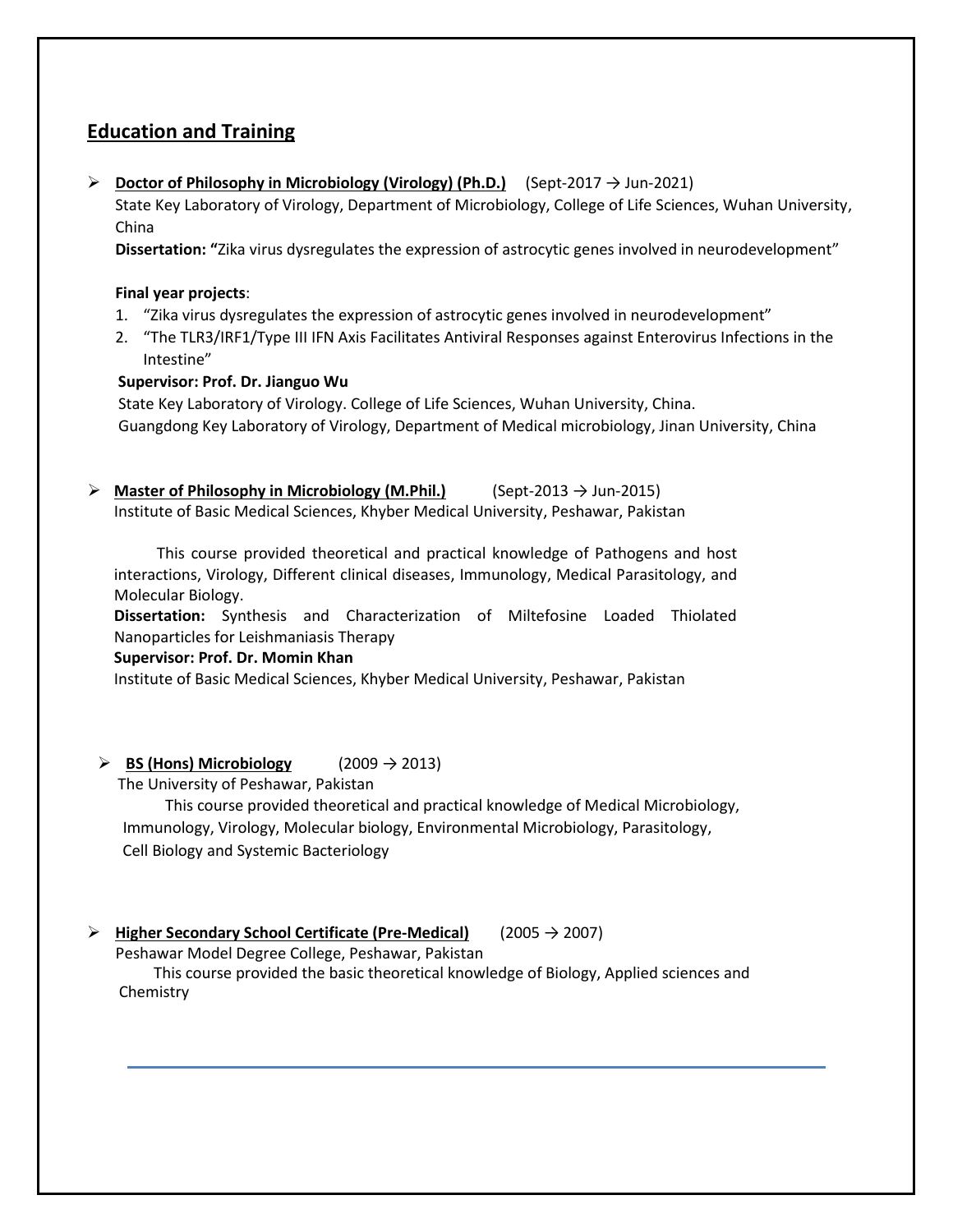## Education and Training

- **Doctor of Philosophy in Microbiology (Virology) (Ph.D.)** (Sept-2017 → Jun-2021)
  State Key Laboratory of Virology, Department of Microbiology, College of Life Sciences, Wuhan University, China
  **Dissertation: "**Zika virus dysregulates the expression of astrocytic genes involved in neurodevelopment"

  **Final year projects**:
  1. "Zika virus dysregulates the expression of astrocytic genes involved in neurodevelopment"
  2. "The TLR3/IRF1/Type III IFN Axis Facilitates Antiviral Responses against Enterovirus Infections in the Intestine"

  **Supervisor: Prof. Dr. Jianguo Wu**
  State Key Laboratory of Virology. College of Life Sciences, Wuhan University, China.
  Guangdong Key Laboratory of Virology, Department of Medical microbiology, Jinan University, China

- **Master of Philosophy in Microbiology (M.Phil.)** (Sept-2013 → Jun-2015)
  Institute of Basic Medical Sciences, Khyber Medical University, Peshawar, Pakistan

  This course provided theoretical and practical knowledge of Pathogens and host interactions, Virology, Different clinical diseases, Immunology, Medical Parasitology, and Molecular Biology.
  **Dissertation:** Synthesis and Characterization of Miltefosine Loaded Thiolated Nanoparticles for Leishmaniasis Therapy
  **Supervisor: Prof. Dr. Momin Khan**
  Institute of Basic Medical Sciences, Khyber Medical University, Peshawar, Pakistan

- **BS (Hons) Microbiology** (2009 → 2013)
  The University of Peshawar, Pakistan
  This course provided theoretical and practical knowledge of Medical Microbiology, Immunology, Virology, Molecular biology, Environmental Microbiology, Parasitology, Cell Biology and Systemic Bacteriology

- **Higher Secondary School Certificate (Pre-Medical)** (2005 → 2007)
  Peshawar Model Degree College, Peshawar, Pakistan
  This course provided the basic theoretical knowledge of Biology, Applied sciences and Chemistry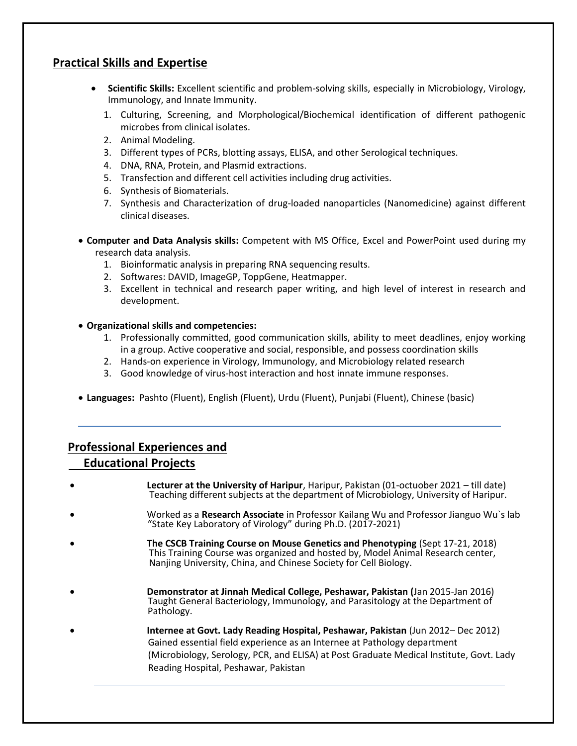## Practical Skills and Expertise

- **Scientific Skills:** Excellent scientific and problem-solving skills, especially in Microbiology, Virology, Immunology, and Innate Immunity.
  1. Culturing, Screening, and Morphological/Biochemical identification of different pathogenic microbes from clinical isolates.
  2. Animal Modeling.
  3. Different types of PCRs, blotting assays, ELISA, and other Serological techniques.
  4. DNA, RNA, Protein, and Plasmid extractions.
  5. Transfection and different cell activities including drug activities.
  6. Synthesis of Biomaterials.
  7. Synthesis and Characterization of drug-loaded nanoparticles (Nanomedicine) against different clinical diseases.

- **Computer and Data Analysis skills:** Competent with MS Office, Excel and PowerPoint used during my research data analysis.
  1. Bioinformatic analysis in preparing RNA sequencing results.
  2. Softwares: DAVID, ImageGP, ToppGene, Heatmapper.
  3. Excellent in technical and research paper writing, and high level of interest in research and development.

- **Organizational skills and competencies:**
  1. Professionally committed, good communication skills, ability to meet deadlines, enjoy working in a group. Active cooperative and social, responsible, and possess coordination skills
  2. Hands-on experience in Virology, Immunology, and Microbiology related research
  3. Good knowledge of virus-host interaction and host innate immune responses.

- **Languages:** Pashto (Fluent), English (Fluent), Urdu (Fluent), Punjabi (Fluent), Chinese (basic)

---

## Professional Experiences and Educational Projects

- **Lecturer at the University of Haripur**, Haripur, Pakistan (01-octuober 2021 – till date)
  Teaching different subjects at the department of Microbiology, University of Haripur.

- Worked as a **Research Associate** in Professor Kailang Wu and Professor Jianguo Wu`s lab "State Key Laboratory of Virology" during Ph.D. (2017-2021)

- **The CSCB Training Course on Mouse Genetics and Phenotyping** (Sept 17-21, 2018)
  This Training Course was organized and hosted by, Model Animal Research center, Nanjing University, China, and Chinese Society for Cell Biology.

- **Demonstrator at Jinnah Medical College, Peshawar, Pakistan (**Jan 2015-Jan 2016)
  Taught General Bacteriology, Immunology, and Parasitology at the Department of Pathology.

- **Internee at Govt. Lady Reading Hospital, Peshawar, Pakistan** (Jun 2012– Dec 2012)
  Gained essential field experience as an Internee at Pathology department (Microbiology, Serology, PCR, and ELISA) at Post Graduate Medical Institute, Govt. Lady Reading Hospital, Peshawar, Pakistan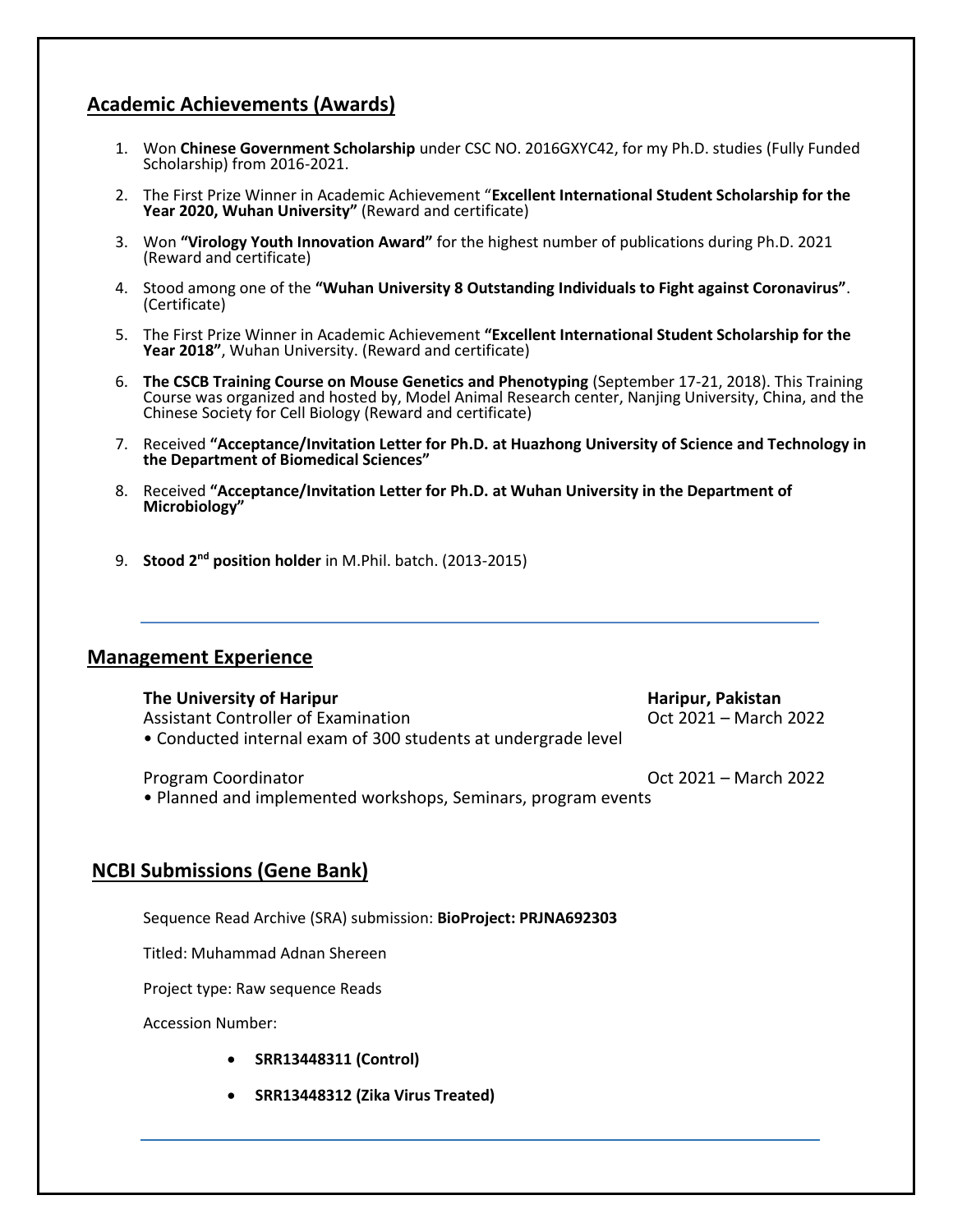## Academic Achievements (Awards)

1. Won **Chinese Government Scholarship** under CSC NO. 2016GXYC42, for my Ph.D. studies (Fully Funded Scholarship) from 2016-2021.
2. The First Prize Winner in Academic Achievement "**Excellent International Student Scholarship for the Year 2020, Wuhan University"** (Reward and certificate)
3. Won **"Virology Youth Innovation Award"** for the highest number of publications during Ph.D. 2021 (Reward and certificate)
4. Stood among one of the **"Wuhan University 8 Outstanding Individuals to Fight against Coronavirus"**. (Certificate)
5. The First Prize Winner in Academic Achievement **"Excellent International Student Scholarship for the Year 2018"**, Wuhan University. (Reward and certificate)
6. **The CSCB Training Course on Mouse Genetics and Phenotyping** (September 17-21, 2018). This Training Course was organized and hosted by, Model Animal Research center, Nanjing University, China, and the Chinese Society for Cell Biology (Reward and certificate)
7. Received **"Acceptance/Invitation Letter for Ph.D. at Huazhong University of Science and Technology in the Department of Biomedical Sciences"**
8. Received **"Acceptance/Invitation Letter for Ph.D. at Wuhan University in the Department of Microbiology"**
9. **Stood 2nd position holder** in M.Phil. batch. (2013-2015)

---

## Management Experience

**The University of Haripur** — **Haripur, Pakistan**

Assistant Controller of Examination — Oct 2021 – March 2022

- Conducted internal exam of 300 students at undergrade level

Program Coordinator — Oct 2021 – March 2022

- Planned and implemented workshops, Seminars, program events

## NCBI Submissions (Gene Bank)

Sequence Read Archive (SRA) submission: **BioProject: PRJNA692303**

Titled: Muhammad Adnan Shereen

Project type: Raw sequence Reads

Accession Number:

- **SRR13448311 (Control)**
- **SRR13448312 (Zika Virus Treated)**

---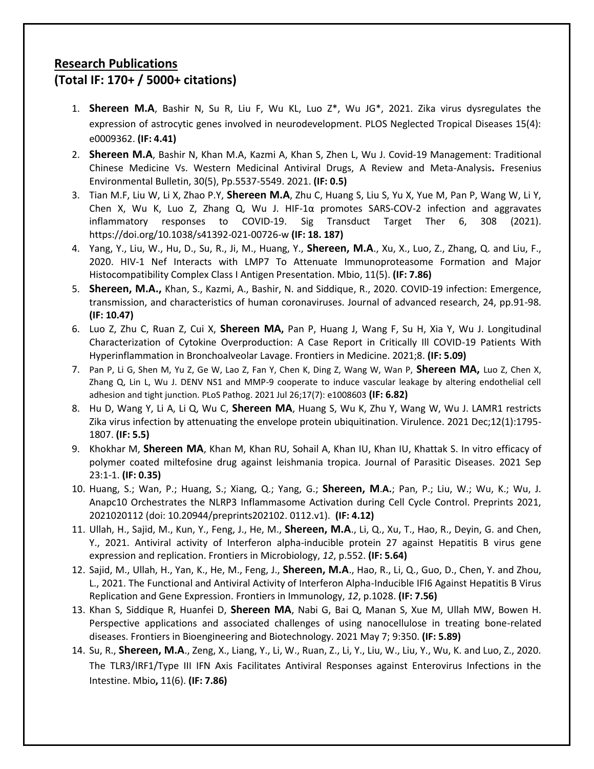## Research Publications

**(Total IF: 170+ / 5000+ citations)**

1. **Shereen M.A**, Bashir N, Su R, Liu F, Wu KL, Luo Z*, Wu JG*, 2021. Zika virus dysregulates the expression of astrocytic genes involved in neurodevelopment. PLOS Neglected Tropical Diseases 15(4): e0009362. **(IF: 4.41)**
2. **Shereen M.A**, Bashir N, Khan M.A, Kazmi A, Khan S, Zhen L, Wu J. Covid-19 Management: Traditional Chinese Medicine Vs. Western Medicinal Antiviral Drugs, A Review and Meta-Analysis**.** Fresenius Environmental Bulletin, 30(5), Pp.5537-5549. 2021. **(IF: 0.5)**
3. Tian M.F, Liu W, Li X, Zhao P.Y, **Shereen M.A**, Zhu C, Huang S, Liu S, Yu X, Yue M, Pan P, Wang W, Li Y, Chen X, Wu K, Luo Z, Zhang Q, Wu J. HIF-1α promotes SARS-COV-2 infection and aggravates inflammatory responses to COVID-19. Sig Transduct Target Ther 6, 308 (2021). https://doi.org/10.1038/s41392-021-00726-w **(IF: 18. 187)**
4. Yang, Y., Liu, W., Hu, D., Su, R., Ji, M., Huang, Y., **Shereen, M.A**., Xu, X., Luo, Z., Zhang, Q. and Liu, F., 2020. HIV-1 Nef Interacts with LMP7 To Attenuate Immunoproteasome Formation and Major Histocompatibility Complex Class I Antigen Presentation. Mbio, 11(5). **(IF: 7.86)**
5. **Shereen, M.A.,** Khan, S., Kazmi, A., Bashir, N. and Siddique, R., 2020. COVID-19 infection: Emergence, transmission, and characteristics of human coronaviruses. Journal of advanced research, 24, pp.91-98. **(IF: 10.47)**
6. Luo Z, Zhu C, Ruan Z, Cui X, **Shereen MA,** Pan P, Huang J, Wang F, Su H, Xia Y, Wu J. Longitudinal Characterization of Cytokine Overproduction: A Case Report in Critically Ill COVID-19 Patients With Hyperinflammation in Bronchoalveolar Lavage. Frontiers in Medicine. 2021;8. **(IF: 5.09)**
7. Pan P, Li G, Shen M, Yu Z, Ge W, Lao Z, Fan Y, Chen K, Ding Z, Wang W, Wan P, **Shereen MA,** Luo Z, Chen X, Zhang Q, Lin L, Wu J. DENV NS1 and MMP-9 cooperate to induce vascular leakage by altering endothelial cell adhesion and tight junction. PLoS Pathog. 2021 Jul 26;17(7): e1008603 **(IF: 6.82)**
8. Hu D, Wang Y, Li A, Li Q, Wu C, **Shereen MA**, Huang S, Wu K, Zhu Y, Wang W, Wu J. LAMR1 restricts Zika virus infection by attenuating the envelope protein ubiquitination. Virulence. 2021 Dec;12(1):1795-1807. **(IF: 5.5)**
9. Khokhar M, **Shereen MA**, Khan M, Khan RU, Sohail A, Khan IU, Khan IU, Khattak S. In vitro efficacy of polymer coated miltefosine drug against leishmania tropica. Journal of Parasitic Diseases. 2021 Sep 23:1-1. **(IF: 0.35)**
10. Huang, S.; Wan, P.; Huang, S.; Xiang, Q.; Yang, G.; **Shereen, M.A.;** Pan, P.; Liu, W.; Wu, K.; Wu, J. Anapc10 Orchestrates the NLRP3 Inflammasome Activation during Cell Cycle Control. Preprints 2021, 2021020112 (doi: 10.20944/preprints202102. 0112.v1). **(IF: 4.12)**
11. Ullah, H., Sajid, M., Kun, Y., Feng, J., He, M., **Shereen, M.A**., Li, Q., Xu, T., Hao, R., Deyin, G. and Chen, Y., 2021. Antiviral activity of Interferon alpha-inducible protein 27 against Hepatitis B virus gene expression and replication. Frontiers in Microbiology, *12*, p.552. **(IF: 5.64)**
12. Sajid, M., Ullah, H., Yan, K., He, M., Feng, J., **Shereen, M.A**., Hao, R., Li, Q., Guo, D., Chen, Y. and Zhou, L., 2021. The Functional and Antiviral Activity of Interferon Alpha-Inducible IFI6 Against Hepatitis B Virus Replication and Gene Expression. Frontiers in Immunology, *12*, p.1028. **(IF: 7.56)**
13. Khan S, Siddique R, Huanfei D, **Shereen MA**, Nabi G, Bai Q, Manan S, Xue M, Ullah MW, Bowen H. Perspective applications and associated challenges of using nanocellulose in treating bone-related diseases. Frontiers in Bioengineering and Biotechnology. 2021 May 7; 9:350. **(IF: 5.89)**
14. Su, R., **Shereen, M.A**., Zeng, X., Liang, Y., Li, W., Ruan, Z., Li, Y., Liu, W., Liu, Y., Wu, K. and Luo, Z., 2020. The TLR3/IRF1/Type III IFN Axis Facilitates Antiviral Responses against Enterovirus Infections in the Intestine. Mbio**,** 11(6). **(IF: 7.86)**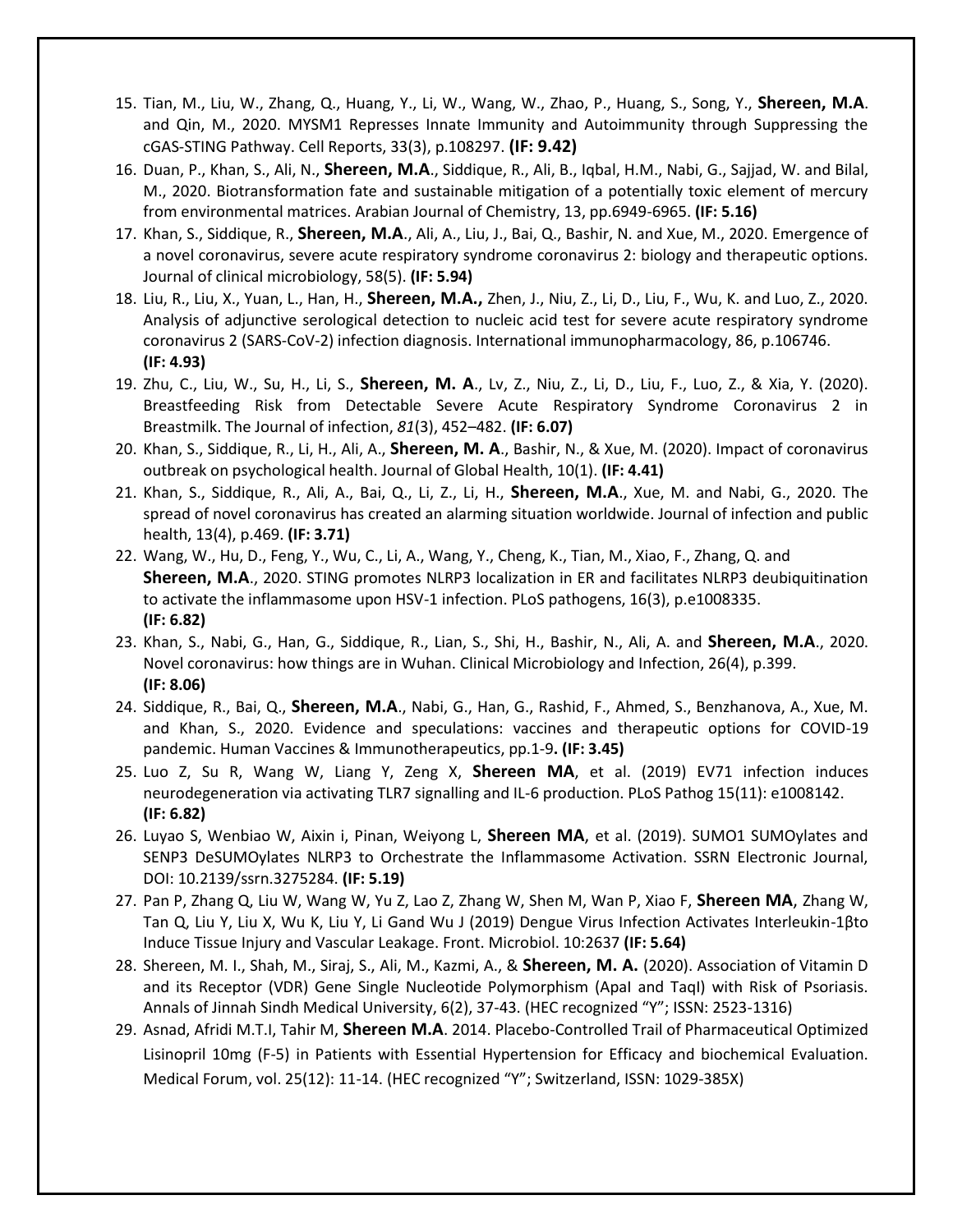15. Tian, M., Liu, W., Zhang, Q., Huang, Y., Li, W., Wang, W., Zhao, P., Huang, S., Song, Y., **Shereen, M.A**. and Qin, M., 2020. MYSM1 Represses Innate Immunity and Autoimmunity through Suppressing the cGAS-STING Pathway. Cell Reports, 33(3), p.108297. **(IF: 9.42)**
16. Duan, P., Khan, S., Ali, N., **Shereen, M.A**., Siddique, R., Ali, B., Iqbal, H.M., Nabi, G., Sajjad, W. and Bilal, M., 2020. Biotransformation fate and sustainable mitigation of a potentially toxic element of mercury from environmental matrices. Arabian Journal of Chemistry, 13, pp.6949-6965. **(IF: 5.16)**
17. Khan, S., Siddique, R., **Shereen, M.A**., Ali, A., Liu, J., Bai, Q., Bashir, N. and Xue, M., 2020. Emergence of a novel coronavirus, severe acute respiratory syndrome coronavirus 2: biology and therapeutic options. Journal of clinical microbiology, 58(5). **(IF: 5.94)**
18. Liu, R., Liu, X., Yuan, L., Han, H., **Shereen, M.A.,** Zhen, J., Niu, Z., Li, D., Liu, F., Wu, K. and Luo, Z., 2020. Analysis of adjunctive serological detection to nucleic acid test for severe acute respiratory syndrome coronavirus 2 (SARS-CoV-2) infection diagnosis. International immunopharmacology, 86, p.106746. **(IF: 4.93)**
19. Zhu, C., Liu, W., Su, H., Li, S., **Shereen, M. A**., Lv, Z., Niu, Z., Li, D., Liu, F., Luo, Z., & Xia, Y. (2020). Breastfeeding Risk from Detectable Severe Acute Respiratory Syndrome Coronavirus 2 in Breastmilk. The Journal of infection, *81*(3), 452–482. **(IF: 6.07)**
20. Khan, S., Siddique, R., Li, H., Ali, A., **Shereen, M. A**., Bashir, N., & Xue, M. (2020). Impact of coronavirus outbreak on psychological health. Journal of Global Health, 10(1). **(IF: 4.41)**
21. Khan, S., Siddique, R., Ali, A., Bai, Q., Li, Z., Li, H., **Shereen, M.A**., Xue, M. and Nabi, G., 2020. The spread of novel coronavirus has created an alarming situation worldwide. Journal of infection and public health, 13(4), p.469. **(IF: 3.71)**
22. Wang, W., Hu, D., Feng, Y., Wu, C., Li, A., Wang, Y., Cheng, K., Tian, M., Xiao, F., Zhang, Q. and **Shereen, M.A**., 2020. STING promotes NLRP3 localization in ER and facilitates NLRP3 deubiquitination to activate the inflammasome upon HSV-1 infection. PLoS pathogens, 16(3), p.e1008335. **(IF: 6.82)**
23. Khan, S., Nabi, G., Han, G., Siddique, R., Lian, S., Shi, H., Bashir, N., Ali, A. and **Shereen, M.A**., 2020. Novel coronavirus: how things are in Wuhan. Clinical Microbiology and Infection, 26(4), p.399. **(IF: 8.06)**
24. Siddique, R., Bai, Q., **Shereen, M.A**., Nabi, G., Han, G., Rashid, F., Ahmed, S., Benzhanova, A., Xue, M. and Khan, S., 2020. Evidence and speculations: vaccines and therapeutic options for COVID-19 pandemic. Human Vaccines & Immunotherapeutics, pp.1-9**. (IF: 3.45)**
25. Luo Z, Su R, Wang W, Liang Y, Zeng X, **Shereen MA**, et al. (2019) EV71 infection induces neurodegeneration via activating TLR7 signalling and IL-6 production. PLoS Pathog 15(11): e1008142. **(IF: 6.82)**
26. Luyao S, Wenbiao W, Aixin i, Pinan, Weiyong L, **Shereen MA**, et al. (2019). SUMO1 SUMOylates and SENP3 DeSUMOylates NLRP3 to Orchestrate the Inflammasome Activation. SSRN Electronic Journal, DOI: 10.2139/ssrn.3275284. **(IF: 5.19)**
27. Pan P, Zhang Q, Liu W, Wang W, Yu Z, Lao Z, Zhang W, Shen M, Wan P, Xiao F, **Shereen MA**, Zhang W, Tan Q, Liu Y, Liu X, Wu K, Liu Y, Li Gand Wu J (2019) Dengue Virus Infection Activates Interleukin-1βto Induce Tissue Injury and Vascular Leakage. Front. Microbiol. 10:2637 **(IF: 5.64)**
28. Shereen, M. I., Shah, M., Siraj, S., Ali, M., Kazmi, A., & **Shereen, M. A.** (2020). Association of Vitamin D and its Receptor (VDR) Gene Single Nucleotide Polymorphism (ApaI and TaqI) with Risk of Psoriasis. Annals of Jinnah Sindh Medical University, 6(2), 37-43. (HEC recognized "Y"; ISSN: 2523-1316)
29. Asnad, Afridi M.T.I, Tahir M, **Shereen M.A**. 2014. Placebo-Controlled Trail of Pharmaceutical Optimized Lisinopril 10mg (F-5) in Patients with Essential Hypertension for Efficacy and biochemical Evaluation. Medical Forum, vol. 25(12): 11-14. (HEC recognized "Y"; Switzerland, ISSN: 1029-385X)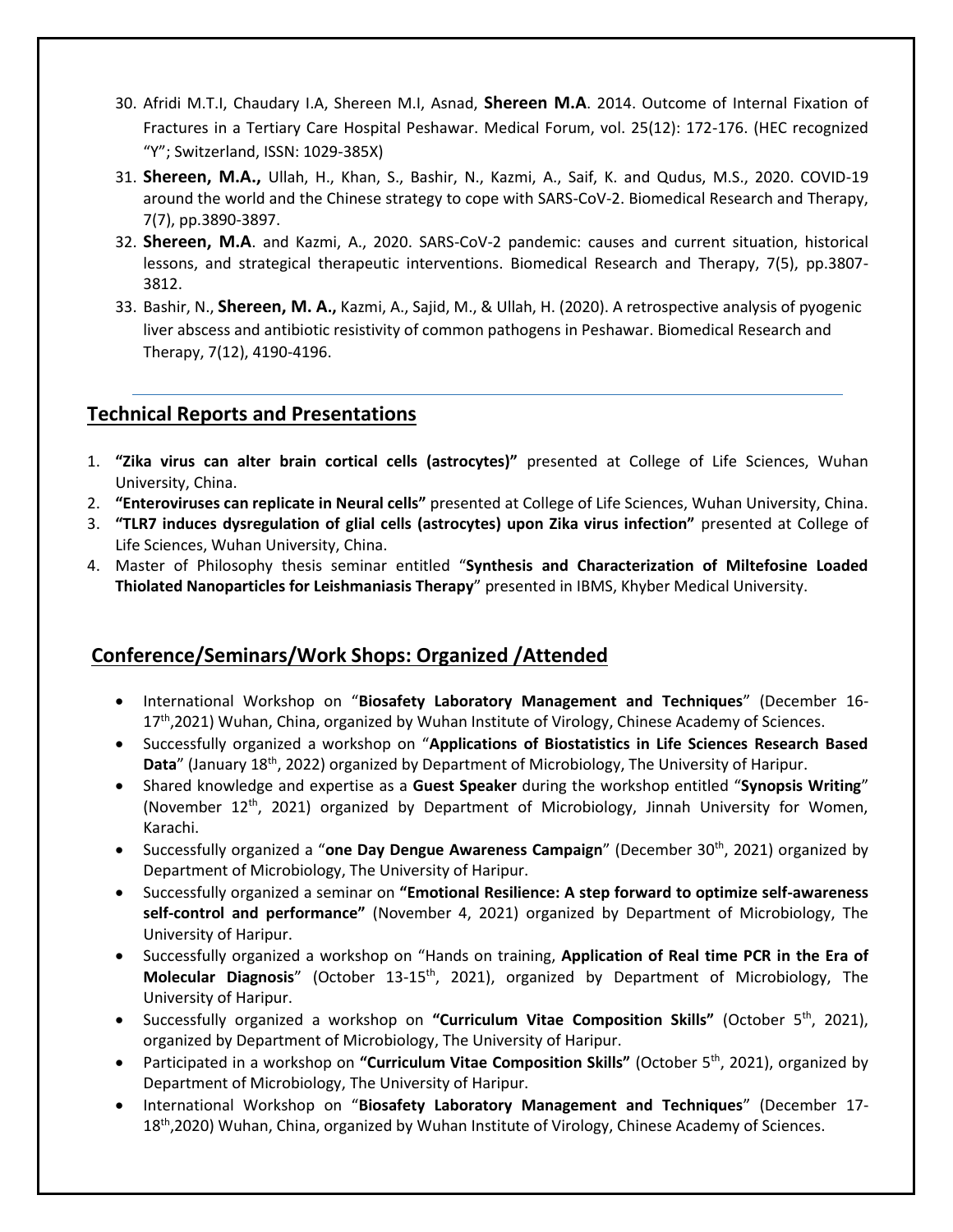30. Afridi M.T.I, Chaudary I.A, Shereen M.I, Asnad, **Shereen M.A**. 2014. Outcome of Internal Fixation of Fractures in a Tertiary Care Hospital Peshawar. Medical Forum, vol. 25(12): 172-176. (HEC recognized "Y"; Switzerland, ISSN: 1029-385X)
31. **Shereen, M.A.,** Ullah, H., Khan, S., Bashir, N., Kazmi, A., Saif, K. and Qudus, M.S., 2020. COVID-19 around the world and the Chinese strategy to cope with SARS-CoV-2. Biomedical Research and Therapy, 7(7), pp.3890-3897.
32. **Shereen, M.A**. and Kazmi, A., 2020. SARS-CoV-2 pandemic: causes and current situation, historical lessons, and strategical therapeutic interventions. Biomedical Research and Therapy, 7(5), pp.3807-3812.
33. Bashir, N., **Shereen, M. A.,** Kazmi, A., Sajid, M., & Ullah, H. (2020). A retrospective analysis of pyogenic liver abscess and antibiotic resistivity of common pathogens in Peshawar. Biomedical Research and Therapy, 7(12), 4190-4196.

---

## Technical Reports and Presentations

1. **"Zika virus can alter brain cortical cells (astrocytes)"** presented at College of Life Sciences, Wuhan University, China.
2. **"Enteroviruses can replicate in Neural cells"** presented at College of Life Sciences, Wuhan University, China.
3. **"TLR7 induces dysregulation of glial cells (astrocytes) upon Zika virus infection"** presented at College of Life Sciences, Wuhan University, China.
4. Master of Philosophy thesis seminar entitled "**Synthesis and Characterization of Miltefosine Loaded Thiolated Nanoparticles for Leishmaniasis Therapy**" presented in IBMS, Khyber Medical University.

## Conference/Seminars/Work Shops: Organized /Attended

- International Workshop on "**Biosafety Laboratory Management and Techniques**" (December 16-17th,2021) Wuhan, China, organized by Wuhan Institute of Virology, Chinese Academy of Sciences.
- Successfully organized a workshop on "**Applications of Biostatistics in Life Sciences Research Based Data**" (January 18th, 2022) organized by Department of Microbiology, The University of Haripur.
- Shared knowledge and expertise as a **Guest Speaker** during the workshop entitled "**Synopsis Writing**" (November 12th, 2021) organized by Department of Microbiology, Jinnah University for Women, Karachi.
- Successfully organized a "**one Day Dengue Awareness Campaign**" (December 30th, 2021) organized by Department of Microbiology, The University of Haripur.
- Successfully organized a seminar on **"Emotional Resilience: A step forward to optimize self-awareness self-control and performance"** (November 4, 2021) organized by Department of Microbiology, The University of Haripur.
- Successfully organized a workshop on "Hands on training, **Application of Real time PCR in the Era of Molecular Diagnosis**" (October 13-15th, 2021), organized by Department of Microbiology, The University of Haripur.
- Successfully organized a workshop on **"Curriculum Vitae Composition Skills"** (October 5th, 2021), organized by Department of Microbiology, The University of Haripur.
- Participated in a workshop on **"Curriculum Vitae Composition Skills"** (October 5th, 2021), organized by Department of Microbiology, The University of Haripur.
- International Workshop on "**Biosafety Laboratory Management and Techniques**" (December 17-18th,2020) Wuhan, China, organized by Wuhan Institute of Virology, Chinese Academy of Sciences.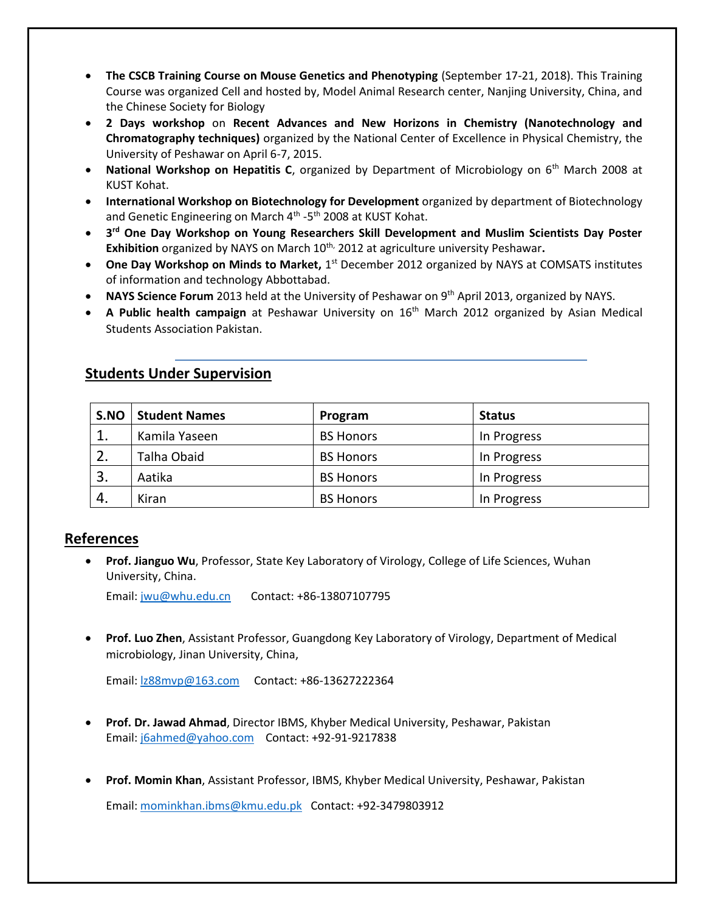- **The CSCB Training Course on Mouse Genetics and Phenotyping** (September 17-21, 2018). This Training Course was organized Cell and hosted by, Model Animal Research center, Nanjing University, China, and the Chinese Society for Biology
- **2 Days workshop** on **Recent Advances and New Horizons in Chemistry (Nanotechnology and Chromatography techniques)** organized by the National Center of Excellence in Physical Chemistry, the University of Peshawar on April 6-7, 2015.
- **National Workshop on Hepatitis C**, organized by Department of Microbiology on 6th March 2008 at KUST Kohat.
- **International Workshop on Biotechnology for Development** organized by department of Biotechnology and Genetic Engineering on March 4th -5th 2008 at KUST Kohat.
- **3rd One Day Workshop on Young Researchers Skill Development and Muslim Scientists Day Poster Exhibition** organized by NAYS on March 10th, 2012 at agriculture university Peshawar**.**
- **One Day Workshop on Minds to Market,** 1st December 2012 organized by NAYS at COMSATS institutes of information and technology Abbottabad.
- **NAYS Science Forum** 2013 held at the University of Peshawar on 9th April 2013, organized by NAYS.
- **A Public health campaign** at Peshawar University on 16th March 2012 organized by Asian Medical Students Association Pakistan.

## Students Under Supervision

| S.NO | Student Names | Program | Status |
|---|---|---|---|
| 1. | Kamila Yaseen | BS Honors | In Progress |
| 2. | Talha Obaid | BS Honors | In Progress |
| 3. | Aatika | BS Honors | In Progress |
| 4. | Kiran | BS Honors | In Progress |

## References

- **Prof. Jianguo Wu**, Professor, State Key Laboratory of Virology, College of Life Sciences, Wuhan University, China.

  Email: jwu@whu.edu.cn Contact: +86-13807107795

- **Prof. Luo Zhen**, Assistant Professor, Guangdong Key Laboratory of Virology, Department of Medical microbiology, Jinan University, China,

  Email: lz88mvp@163.com Contact: +86-13627222364

- **Prof. Dr. Jawad Ahmad**, Director IBMS, Khyber Medical University, Peshawar, Pakistan
  Email: j6ahmed@yahoo.com Contact: +92-91-9217838

- **Prof. Momin Khan**, Assistant Professor, IBMS, Khyber Medical University, Peshawar, Pakistan

  Email: mominkhan.ibms@kmu.edu.pk Contact: +92-3479803912